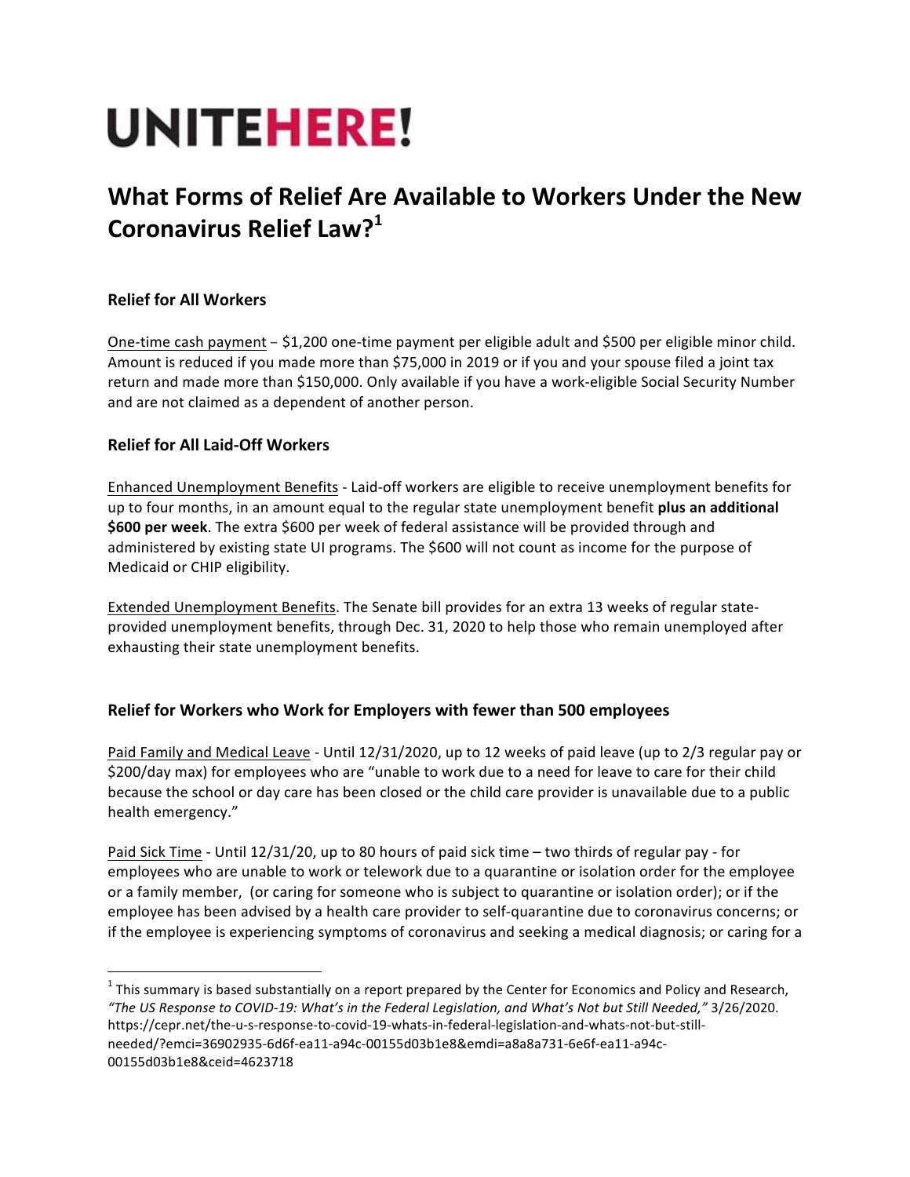# UNITEHERE!

## What Forms of Relief Are Available to Workers Under the New Coronavirus Relief Law?[1]

### Relief for All Workers

One-time cash payment – $1,200 one-time payment per eligible adult and $500 per eligible minor child. Amount is reduced if you made more than $75,000 in 2019 or if you and your spouse filed a joint tax return and made more than $150,000. Only available if you have a work-eligible Social Security Number and are not claimed as a dependent of another person.

### Relief for All Laid-Off Workers

Enhanced Unemployment Benefits - Laid-off workers are eligible to receive unemployment benefits for up to four months, in an amount equal to the regular state unemployment benefit **plus an additional $600 per week**. The extra $600 per week of federal assistance will be provided through and administered by existing state UI programs. The $600 will not count as income for the purpose of Medicaid or CHIP eligibility.

Extended Unemployment Benefits. The Senate bill provides for an extra 13 weeks of regular state-provided unemployment benefits, through Dec. 31, 2020 to help those who remain unemployed after exhausting their state unemployment benefits.

### Relief for Workers who Work for Employers with fewer than 500 employees

Paid Family and Medical Leave - Until 12/31/2020, up to 12 weeks of paid leave (up to 2/3 regular pay or $200/day max) for employees who are "unable to work due to a need for leave to care for their child because the school or day care has been closed or the child care provider is unavailable due to a public health emergency."

Paid Sick Time - Until 12/31/20, up to 80 hours of paid sick time – two thirds of regular pay - for employees who are unable to work or telework due to a quarantine or isolation order for the employee or a family member, (or caring for someone who is subject to quarantine or isolation order); or if the employee has been advised by a health care provider to self-quarantine due to coronavirus concerns; or if the employee is experiencing symptoms of coronavirus and seeking a medical diagnosis; or caring for a

---

[1] This summary is based substantially on a report prepared by the Center for Economics and Policy and Research, *"The US Response to COVID-19: What's in the Federal Legislation, and What's Not but Still Needed,"* 3/26/2020. https://cepr.net/the-u-s-response-to-covid-19-whats-in-federal-legislation-and-whats-not-but-still-needed/?emci=36902935-6d6f-ea11-a94c-00155d03b1e8&emdi=a8a8a731-6e6f-ea11-a94c-00155d03b1e8&ceid=4623718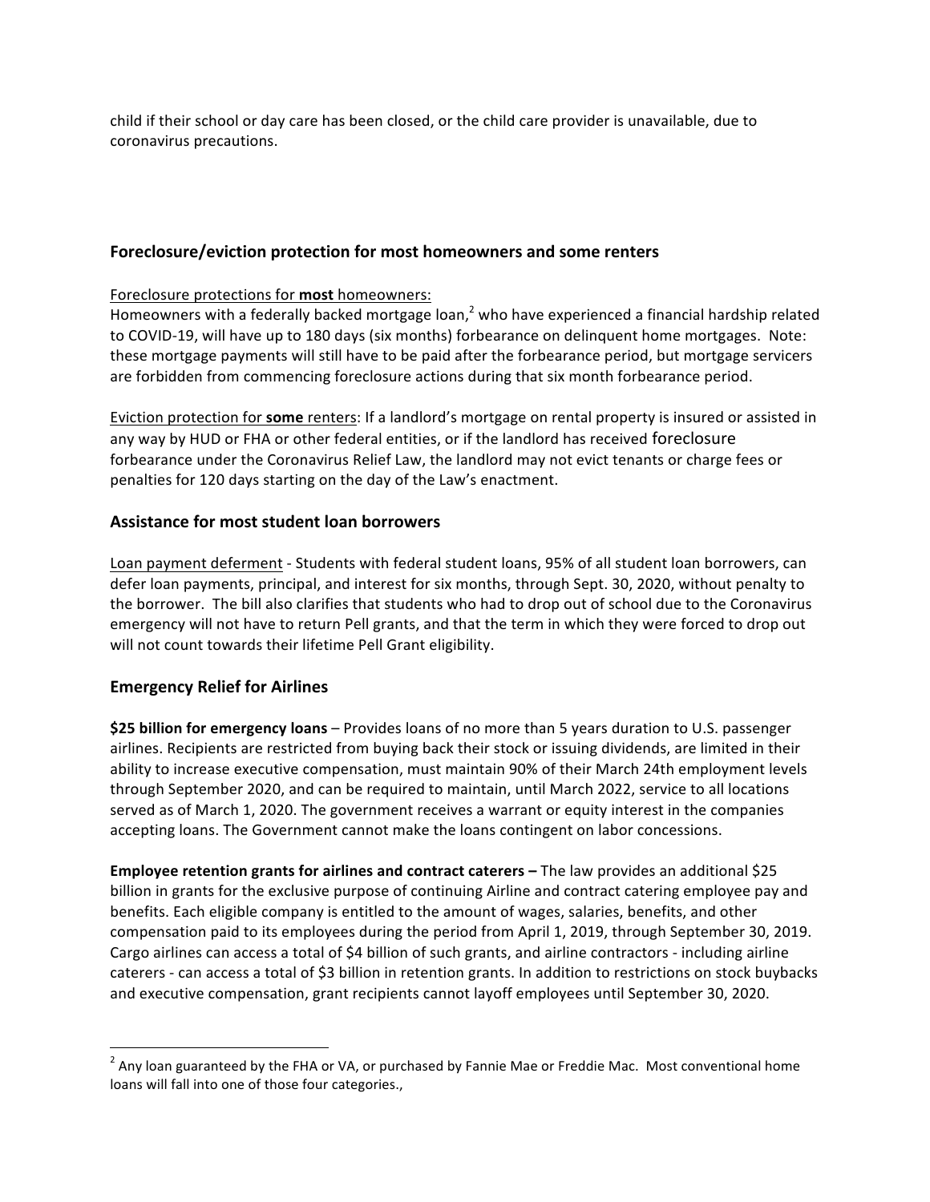child if their school or day care has been closed, or the child care provider is unavailable, due to coronavirus precautions.

### Foreclosure/eviction protection for most homeowners and some renters

Foreclosure protections for **most** homeowners:
Homeowners with a federally backed mortgage loan,[2] who have experienced a financial hardship related to COVID-19, will have up to 180 days (six months) forbearance on delinquent home mortgages. Note: these mortgage payments will still have to be paid after the forbearance period, but mortgage servicers are forbidden from commencing foreclosure actions during that six month forbearance period.

Eviction protection for **some** renters: If a landlord's mortgage on rental property is insured or assisted in any way by HUD or FHA or other federal entities, or if the landlord has received foreclosure forbearance under the Coronavirus Relief Law, the landlord may not evict tenants or charge fees or penalties for 120 days starting on the day of the Law's enactment.

### Assistance for most student loan borrowers

Loan payment deferment - Students with federal student loans, 95% of all student loan borrowers, can defer loan payments, principal, and interest for six months, through Sept. 30, 2020, without penalty to the borrower. The bill also clarifies that students who had to drop out of school due to the Coronavirus emergency will not have to return Pell grants, and that the term in which they were forced to drop out will not count towards their lifetime Pell Grant eligibility.

### Emergency Relief for Airlines

**$25 billion for emergency loans** – Provides loans of no more than 5 years duration to U.S. passenger airlines. Recipients are restricted from buying back their stock or issuing dividends, are limited in their ability to increase executive compensation, must maintain 90% of their March 24th employment levels through September 2020, and can be required to maintain, until March 2022, service to all locations served as of March 1, 2020. The government receives a warrant or equity interest in the companies accepting loans. The Government cannot make the loans contingent on labor concessions.

**Employee retention grants for airlines and contract caterers –** The law provides an additional $25 billion in grants for the exclusive purpose of continuing Airline and contract catering employee pay and benefits. Each eligible company is entitled to the amount of wages, salaries, benefits, and other compensation paid to its employees during the period from April 1, 2019, through September 30, 2019. Cargo airlines can access a total of $4 billion of such grants, and airline contractors - including airline caterers - can access a total of $3 billion in retention grants. In addition to restrictions on stock buybacks and executive compensation, grant recipients cannot layoff employees until September 30, 2020.

---

[2] Any loan guaranteed by the FHA or VA, or purchased by Fannie Mae or Freddie Mac. Most conventional home loans will fall into one of those four categories.,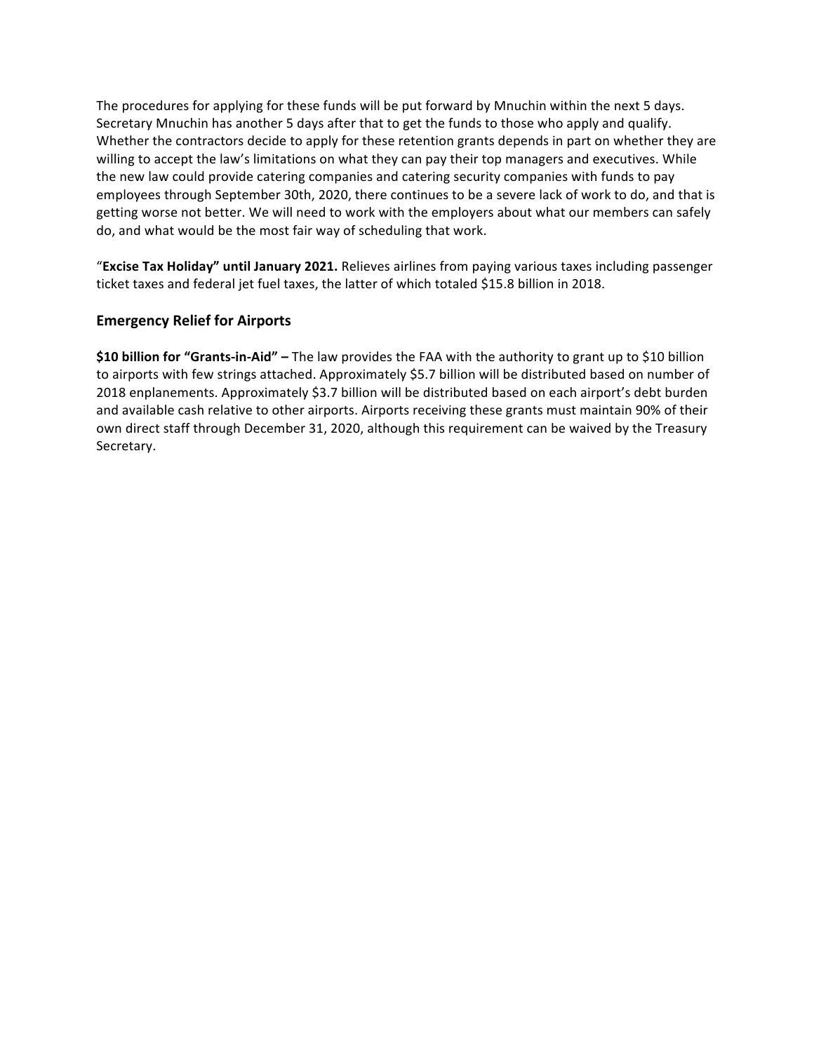The procedures for applying for these funds will be put forward by Mnuchin within the next 5 days. Secretary Mnuchin has another 5 days after that to get the funds to those who apply and qualify. Whether the contractors decide to apply for these retention grants depends in part on whether they are willing to accept the law's limitations on what they can pay their top managers and executives. While the new law could provide catering companies and catering security companies with funds to pay employees through September 30th, 2020, there continues to be a severe lack of work to do, and that is getting worse not better. We will need to work with the employers about what our members can safely do, and what would be the most fair way of scheduling that work.

"**Excise Tax Holiday" until January 2021.** Relieves airlines from paying various taxes including passenger ticket taxes and federal jet fuel taxes, the latter of which totaled $15.8 billion in 2018.

### Emergency Relief for Airports

**$10 billion for "Grants-in-Aid" –** The law provides the FAA with the authority to grant up to $10 billion to airports with few strings attached. Approximately $5.7 billion will be distributed based on number of 2018 enplanements. Approximately $3.7 billion will be distributed based on each airport's debt burden and available cash relative to other airports. Airports receiving these grants must maintain 90% of their own direct staff through December 31, 2020, although this requirement can be waived by the Treasury Secretary.